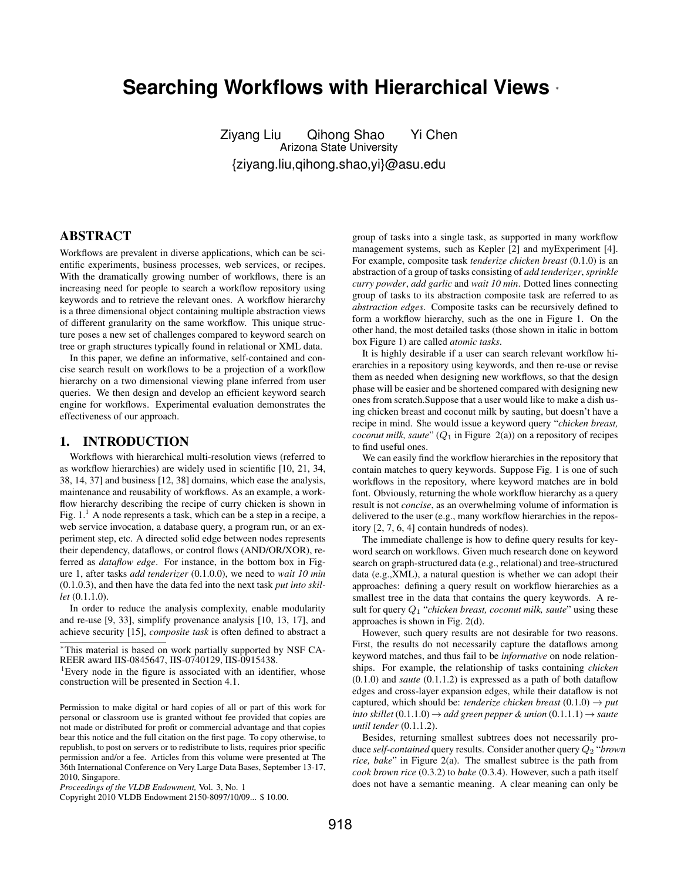# Searching Workflows with Hierarchical Views [*]

Ziyang Liu Qihong Shao Yi Chen
Arizona State University
{ziyang.liu,qihong.shao,yi}@asu.edu

## ABSTRACT

Workflows are prevalent in diverse applications, which can be scientific experiments, business processes, web services, or recipes. With the dramatically growing number of workflows, there is an increasing need for people to search a workflow repository using keywords and to retrieve the relevant ones. A workflow hierarchy is a three dimensional object containing multiple abstraction views of different granularity on the same workflow. This unique structure poses a new set of challenges compared to keyword search on tree or graph structures typically found in relational or XML data.

In this paper, we define an informative, self-contained and concise search result on workflows to be a projection of a workflow hierarchy on a two dimensional viewing plane inferred from user queries. We then design and develop an efficient keyword search engine for workflows. Experimental evaluation demonstrates the effectiveness of our approach.

## 1. INTRODUCTION

Workflows with hierarchical multi-resolution views (referred to as workflow hierarchies) are widely used in scientific [10, 21, 34, 38, 14, 37] and business [12, 38] domains, which ease the analysis, maintenance and reusability of workflows. As an example, a workflow hierarchy describing the recipe of curry chicken is shown in Fig. 1.[1] A node represents a task, which can be a step in a recipe, a web service invocation, a database query, a program run, or an experiment step, etc. A directed solid edge between nodes represents their dependency, dataflows, or control flows (AND/OR/XOR), referred as *dataflow edge*. For instance, in the bottom box in Figure 1, after tasks *add tenderizer* (0.1.0.0), we need to *wait 10 min* (0.1.0.3), and then have the data fed into the next task *put into skillet* (0.1.1.0).

In order to reduce the analysis complexity, enable modularity and re-use [9, 33], simplify provenance analysis [10, 13, 17], and achieve security [15], *composite task* is often defined to abstract a group of tasks into a single task, as supported in many workflow management systems, such as Kepler [2] and myExperiment [4]. For example, composite task *tenderize chicken breast* (0.1.0) is an abstraction of a group of tasks consisting of *add tenderizer*, *sprinkle curry powder*, *add garlic* and *wait 10 min*. Dotted lines connecting group of tasks to its abstraction composite task are referred to as *abstraction edges*. Composite tasks can be recursively defined to form a workflow hierarchy, such as the one in Figure 1. On the other hand, the most detailed tasks (those shown in italic in bottom box Figure 1) are called *atomic tasks*.

It is highly desirable if a user can search relevant workflow hierarchies in a repository using keywords, and then re-use or revise them as needed when designing new workflows, so that the design phase will be easier and be shortened compared with designing new ones from scratch.Suppose that a user would like to make a dish using chicken breast and coconut milk by sauting, but doesn't have a recipe in mind. She would issue a keyword query "*chicken breast, coconut milk, saute*" ($Q_1$ in Figure 2(a)) on a repository of recipes to find useful ones.

We can easily find the workflow hierarchies in the repository that contain matches to query keywords. Suppose Fig. 1 is one of such workflows in the repository, where keyword matches are in bold font. Obviously, returning the whole workflow hierarchy as a query result is not *concise*, as an overwhelming volume of information is delivered to the user (e.g., many workflow hierarchies in the repository [2, 7, 6, 4] contain hundreds of nodes).

The immediate challenge is how to define query results for keyword search on workflows. Given much research done on keyword search on graph-structured data (e.g., relational) and tree-structured data (e.g.,XML), a natural question is whether we can adopt their approaches: defining a query result on workflow hierarchies as a smallest tree in the data that contains the query keywords. A result for query $Q_1$ "*chicken breast, coconut milk, saute*" using these approaches is shown in Fig. 2(d).

However, such query results are not desirable for two reasons. First, the results do not necessarily capture the dataflows among keyword matches, and thus fail to be *informative* on node relationships. For example, the relationship of tasks containing *chicken* (0.1.0) and *saute* (0.1.1.2) is expressed as a path of both dataflow edges and cross-layer expansion edges, while their dataflow is not captured, which should be: *tenderize chicken breast* (0.1.0) → *put into skillet* (0.1.1.0) → *add green pepper & union* (0.1.1.1) → *saute until tender* (0.1.1.2).

Besides, returning smallest subtrees does not necessarily produce *self-contained* query results. Consider another query $Q_2$ "*brown rice, bake*" in Figure 2(a). The smallest subtree is the path from *cook brown rice* (0.3.2) to *bake* (0.3.4). However, such a path itself does not have a semantic meaning. A clear meaning can only be

---

[*] This material is based on work partially supported by NSF CAREER award IIS-0845647, IIS-0740129, IIS-0915438.

[1] Every node in the figure is associated with an identifier, whose construction will be presented in Section 4.1.

Permission to make digital or hard copies of all or part of this work for personal or classroom use is granted without fee provided that copies are not made or distributed for profit or commercial advantage and that copies bear this notice and the full citation on the first page. To copy otherwise, to republish, to post on servers or to redistribute to lists, requires prior specific permission and/or a fee. Articles from this volume were presented at The 36th International Conference on Very Large Data Bases, September 13-17, 2010, Singapore.

*Proceedings of the VLDB Endowment,* Vol. 3, No. 1

Copyright 2010 VLDB Endowment 2150-8097/10/09... $ 10.00.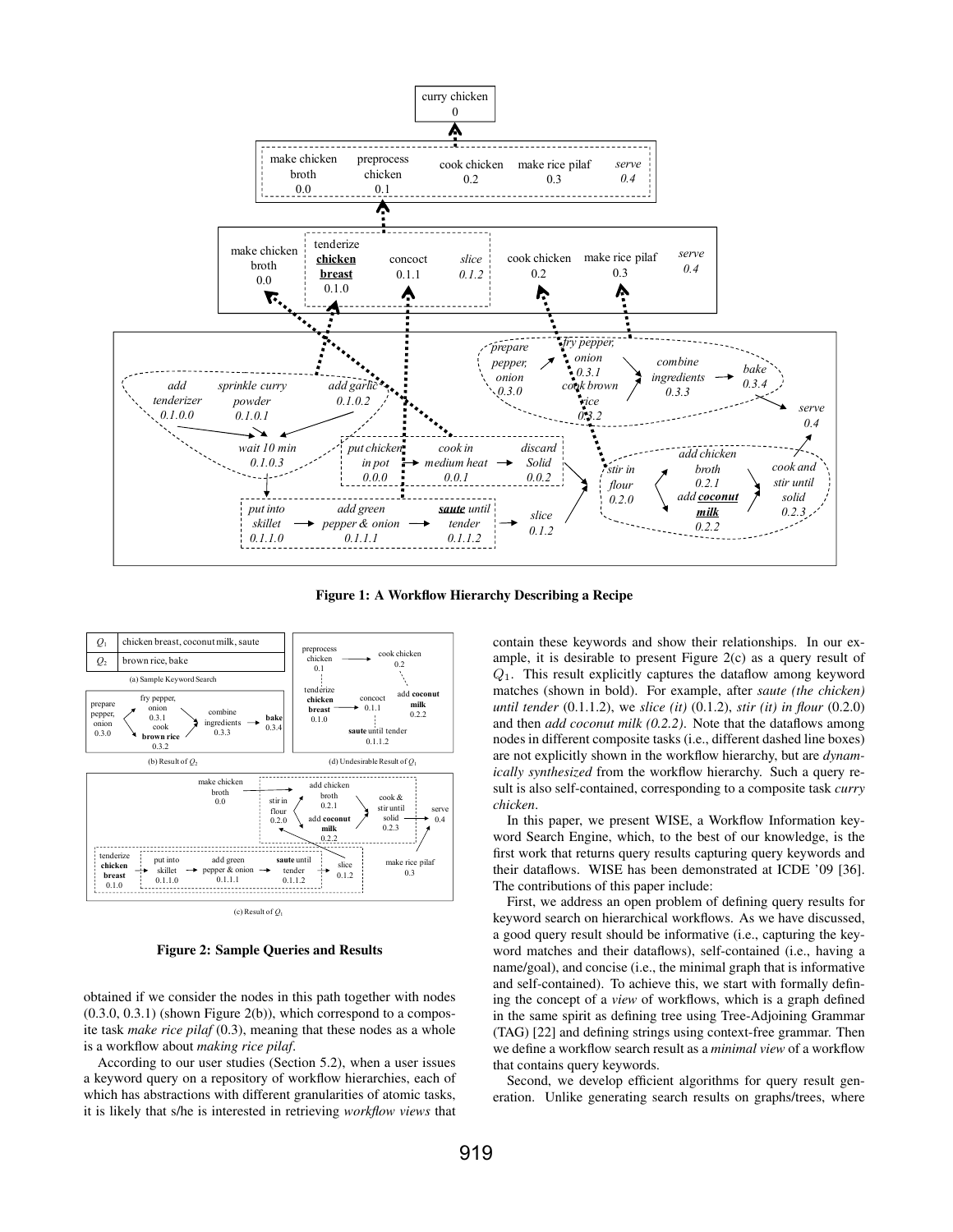**Figure 1: A Workflow Hierarchy Describing a Recipe**

**Figure 2: Sample Queries and Results**

obtained if we consider the nodes in this path together with nodes (0.3.0, 0.3.1) (shown Figure 2(b)), which correspond to a composite task *make rice pilaf* (0.3), meaning that these nodes as a whole is a workflow about *making rice pilaf*.

According to our user studies (Section 5.2), when a user issues a keyword query on a repository of workflow hierarchies, each of which has abstractions with different granularities of atomic tasks, it is likely that s/he is interested in retrieving *workflow views* that contain these keywords and show their relationships. In our example, it is desirable to present Figure 2(c) as a query result of $Q_1$. This result explicitly captures the dataflow among keyword matches (shown in bold). For example, after *saute (the chicken) until tender* (0.1.1.2), we *slice (it)* (0.1.2), *stir (it) in flour* (0.2.0) and then *add coconut milk (0.2.2)*. Note that the dataflows among nodes in different composite tasks (i.e., different dashed line boxes) are not explicitly shown in the workflow hierarchy, but are *dynamically synthesized* from the workflow hierarchy. Such a query result is also self-contained, corresponding to a composite task *curry chicken*.

In this paper, we present WISE, a Workflow Information keyword Search Engine, which, to the best of our knowledge, is the first work that returns query results capturing query keywords and their dataflows. WISE has been demonstrated at ICDE '09 [36]. The contributions of this paper include:

First, we address an open problem of defining query results for keyword search on hierarchical workflows. As we have discussed, a good query result should be informative (i.e., capturing the keyword matches and their dataflows), self-contained (i.e., having a name/goal), and concise (i.e., the minimal graph that is informative and self-contained). To achieve this, we start with formally defining the concept of a *view* of workflows, which is a graph defined in the same spirit as defining tree using Tree-Adjoining Grammar (TAG) [22] and defining strings using context-free grammar. Then we define a workflow search result as a *minimal view* of a workflow that contains query keywords.

Second, we develop efficient algorithms for query result generation. Unlike generating search results on graphs/trees, where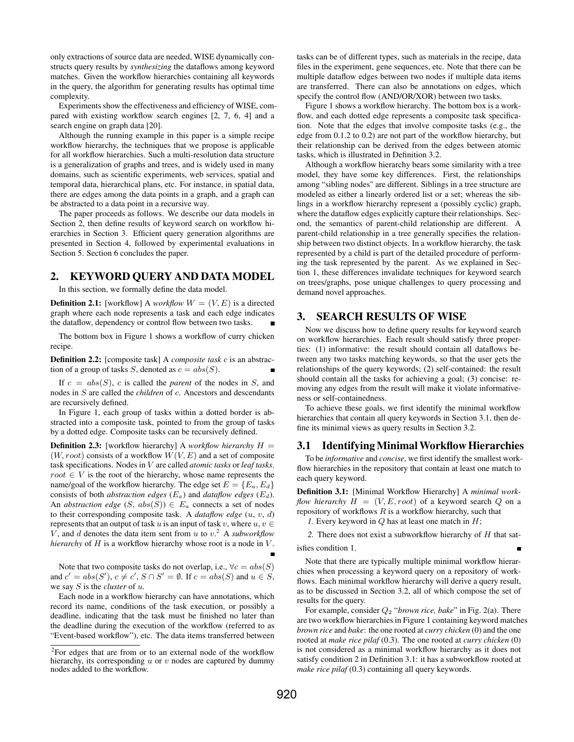only extractions of source data are needed, WISE dynamically constructs query results by *synthesizing* the dataflows among keyword matches. Given the workflow hierarchies containing all keywords in the query, the algorithm for generating results has optimal time complexity.

Experiments show the effectiveness and efficiency of WISE, compared with existing workflow search engines [2, 7, 6, 4] and a search engine on graph data [20].

Although the running example in this paper is a simple recipe workflow hierarchy, the techniques that we propose is applicable for all workflow hierarchies. Such a multi-resolution data structure is a generalization of graphs and trees, and is widely used in many domains, such as scientific experiments, web services, spatial and temporal data, hierarchical plans, etc. For instance, in spatial data, there are edges among the data points in a graph, and a graph can be abstracted to a data point in a recursive way.

The paper proceeds as follows. We describe our data models in Section 2, then define results of keyword search on workflow hierarchies in Section 3. Efficient query generation algorithms are presented in Section 4, followed by experimental evaluations in Section 5. Section 6 concludes the paper.

## 2. KEYWORD QUERY AND DATA MODEL

In this section, we formally define the data model.

**Definition 2.1:** [workflow] A *workflow* $W = (V, E)$ is a directed graph where each node represents a task and each edge indicates the dataflow, dependency or control flow between two tasks. ∎

The bottom box in Figure 1 shows a workflow of curry chicken recipe.

**Definition 2.2:** [composite task] A *composite task* $c$ is an abstraction of a group of tasks $S$, denoted as $c = abs(S)$. ∎

If $c = abs(S)$, $c$ is called the *parent* of the nodes in $S$, and nodes in $S$ are called the *children* of $c$. Ancestors and descendants are recursively defined.

In Figure 1, each group of tasks within a dotted border is abstracted into a composite task, pointed to from the group of tasks by a dotted edge. Composite tasks can be recursively defined.

**Definition 2.3:** [workflow hierarchy] A *workflow hierarchy* $H = (W, root)$ consists of a workflow $W(V, E)$ and a set of composite task specifications. Nodes in $V$ are called *atomic tasks* or *leaf tasks*. $root \in V$ is the root of the hierarchy, whose name represents the name/goal of the workflow hierarchy. The edge set $E = \{E_a, E_d\}$ consists of both *abstraction edges* ($E_a$) and *dataflow edges* ($E_d$). An *abstraction edge* $(S, abs(S)) \in E_a$ connects a set of nodes to their corresponding composite task. A *dataflow edge* $(u, v, d)$ represents that an output of task $u$ is an input of task $v$, where $u, v \in V$, and $d$ denotes the data item sent from $u$ to $v$.[2] A *subworkflow hierarchy* of $H$ is a workflow hierarchy whose root is a node in $V$. ∎

Note that two composite tasks do not overlap, i.e., $\forall c = abs(S)$ and $c' = abs(S')$, $c \neq c'$, $S \cap S' = \emptyset$. If $c = abs(S)$ and $u \in S$, we say $S$ is the *cluster* of $u$.

Each node in a workflow hierarchy can have annotations, which record its name, conditions of the task execution, or possibly a deadline, indicating that the task must be finished no later than the deadline during the execution of the workflow (referred to as "Event-based workflow"), etc. The data items transferred between tasks can be of different types, such as materials in the recipe, data files in the experiment, gene sequences, etc. Note that there can be multiple dataflow edges between two nodes if multiple data items are transferred. There can also be annotations on edges, which specify the control flow (AND/OR/XOR) between two tasks.

Figure 1 shows a workflow hierarchy. The bottom box is a workflow, and each dotted edge represents a composite task specification. Note that the edges that involve composite tasks (e.g., the edge from 0.1.2 to 0.2) are not part of the workflow hierarchy, but their relationship can be derived from the edges between atomic tasks, which is illustrated in Definition 3.2.

Although a workflow hierarchy bears some similarity with a tree model, they have some key differences. First, the relationships among "sibling nodes" are different. Siblings in a tree structure are modeled as either a linearly ordered list or a set; whereas the siblings in a workflow hierarchy represent a (possibly cyclic) graph, where the dataflow edges explicitly capture their relationships. Second, the semantics of parent-child relationship are different. A parent-child relationship in a tree generally specifies the relationship between two distinct objects. In a workflow hierarchy, the task represented by a child is part of the detailed procedure of performing the task represented by the parent. As we explained in Section 1, these differences invalidate techniques for keyword search on trees/graphs, pose unique challenges to query processing and demand novel approaches.

## 3. SEARCH RESULTS OF WISE

Now we discuss how to define query results for keyword search on workflow hierarchies. Each result should satisfy three properties: (1) informative: the result should contain all dataflows between any two tasks matching keywords, so that the user gets the relationships of the query keywords; (2) self-contained: the result should contain all the tasks for achieving a goal; (3) concise: removing any edges from the result will make it violate informativeness or self-containedness.

To achieve these goals, we first identify the minimal workflow hierarchies that contain all query keywords in Section 3.1, then define its minimal views as query results in Section 3.2.

### 3.1 Identifying Minimal Workflow Hierarchies

To be *informative* and *concise*, we first identify the smallest workflow hierarchies in the repository that contain at least one match to each query keyword.

**Definition 3.1:** [Minimal Workflow Hierarchy] A *minimal workflow hierarchy* $H = (V, E, root)$ of a keyword search $Q$ on a repository of workflows $R$ is a workflow hierarchy, such that

*1.* Every keyword in $Q$ has at least one match in $H$;

*2.* There does not exist a subworkflow hierarchy of $H$ that satisfies condition 1. ∎

Note that there are typically multiple minimal workflow hierarchies when processing a keyword query on a repository of workflows. Each minimal workflow hierarchy will derive a query result, as to be discussed in Section 3.2, all of which compose the set of results for the query.

For example, consider $Q_2$ "*brown rice, bake*" in Fig. 2(a). There are two workflow hierarchies in Figure 1 containing keyword matches *brown rice* and *bake*: the one rooted at *curry chicken* (0) and the one rooted at *make rice pilaf* (0.3). The one rooted at *curry chicken* (0) is not considered as a minimal workflow hierarchy as it does not satisfy condition 2 in Definition 3.1: it has a subworkflow rooted at *make rice pilaf* (0.3) containing all query keywords.

[2] For edges that are from or to an external node of the workflow hierarchy, its corresponding $u$ or $v$ nodes are captured by dummy nodes added to the workflow.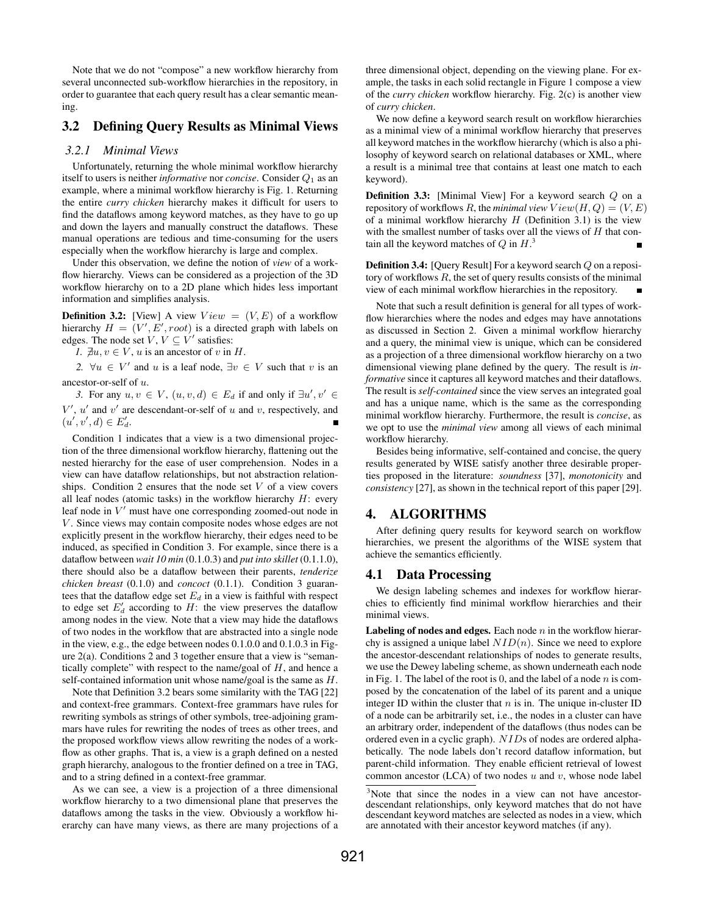Note that we do not "compose" a new workflow hierarchy from several unconnected sub-workflow hierarchies in the repository, in order to guarantee that each query result has a clear semantic meaning.

## 3.2 Defining Query Results as Minimal Views

### 3.2.1 Minimal Views

Unfortunately, returning the whole minimal workflow hierarchy itself to users is neither *informative* nor *concise*. Consider $Q_1$ as an example, where a minimal workflow hierarchy is Fig. 1. Returning the entire *curry chicken* hierarchy makes it difficult for users to find the dataflows among keyword matches, as they have to go up and down the layers and manually construct the dataflows. These manual operations are tedious and time-consuming for the users especially when the workflow hierarchy is large and complex.

Under this observation, we define the notion of *view* of a workflow hierarchy. Views can be considered as a projection of the 3D workflow hierarchy on to a 2D plane which hides less important information and simplifies analysis.

**Definition 3.2:** [View] A view $View = (V, E)$ of a workflow hierarchy $H = (V', E', root)$ is a directed graph with labels on edges. The node set $V$, $V \subseteq V'$ satisfies:

*1.* $\nexists u, v \in V$, $u$ is an ancestor of $v$ in $H$.

*2.* $\forall u \in V'$ and $u$ is a leaf node, $\exists v \in V$ such that $v$ is an ancestor-or-self of $u$.

*3.* For any $u, v \in V$, $(u, v, d) \in E_d$ if and only if $\exists u', v' \in V'$, $u'$ and $v'$ are descendant-or-self of $u$ and $v$, respectively, and $(u', v', d) \in E'_d$. ∎

Condition 1 indicates that a view is a two dimensional projection of the three dimensional workflow hierarchy, flattening out the nested hierarchy for the ease of user comprehension. Nodes in a view can have dataflow relationships, but not abstraction relationships. Condition 2 ensures that the node set $V$ of a view covers all leaf nodes (atomic tasks) in the workflow hierarchy $H$: every leaf node in $V'$ must have one corresponding zoomed-out node in $V$. Since views may contain composite nodes whose edges are not explicitly present in the workflow hierarchy, their edges need to be induced, as specified in Condition 3. For example, since there is a dataflow between *wait 10 min* (0.1.0.3) and *put into skillet* (0.1.1.0), there should also be a dataflow between their parents, *tenderize chicken breast* (0.1.0) and *concoct* (0.1.1). Condition 3 guarantees that the dataflow edge set $E_d$ in a view is faithful with respect to edge set $E'_d$ according to $H$: the view preserves the dataflow among nodes in the view. Note that a view may hide the dataflows of two nodes in the workflow that are abstracted into a single node in the view, e.g., the edge between nodes 0.1.0.0 and 0.1.0.3 in Figure 2(a). Conditions 2 and 3 together ensure that a view is "semantically complete" with respect to the name/goal of $H$, and hence a self-contained information unit whose name/goal is the same as $H$.

Note that Definition 3.2 bears some similarity with the TAG [22] and context-free grammars. Context-free grammars have rules for rewriting symbols as strings of other symbols, tree-adjoining grammars have rules for rewriting the nodes of trees as other trees, and the proposed workflow views allow rewriting the nodes of a workflow as other graphs. That is, a view is a graph defined on a nested graph hierarchy, analogous to the frontier defined on a tree in TAG, and to a string defined in a context-free grammar.

As we can see, a view is a projection of a three dimensional workflow hierarchy to a two dimensional plane that preserves the dataflows among the tasks in the view. Obviously a workflow hierarchy can have many views, as there are many projections of a three dimensional object, depending on the viewing plane. For example, the tasks in each solid rectangle in Figure 1 compose a view of the *curry chicken* workflow hierarchy. Fig. 2(c) is another view of *curry chicken*.

We now define a keyword search result on workflow hierarchies as a minimal view of a minimal workflow hierarchy that preserves all keyword matches in the workflow hierarchy (which is also a philosophy of keyword search on relational databases or XML, where a result is a minimal tree that contains at least one match to each keyword).

**Definition 3.3:** [Minimal View] For a keyword search $Q$ on a repository of workflows $R$, the *minimal view* $View(H, Q) = (V, E)$ of a minimal workflow hierarchy $H$ (Definition 3.1) is the view with the smallest number of tasks over all the views of $H$ that contain all the keyword matches of $Q$ in $H$.[3] ∎

**Definition 3.4:** [Query Result] For a keyword search $Q$ on a repository of workflows $R$, the set of query results consists of the minimal view of each minimal workflow hierarchies in the repository. ∎

Note that such a result definition is general for all types of workflow hierarchies where the nodes and edges may have annotations as discussed in Section 2. Given a minimal workflow hierarchy and a query, the minimal view is unique, which can be considered as a projection of a three dimensional workflow hierarchy on a two dimensional viewing plane defined by the query. The result is *informative* since it captures all keyword matches and their dataflows. The result is *self-contained* since the view serves an integrated goal and has a unique name, which is the same as the corresponding minimal workflow hierarchy. Furthermore, the result is *concise*, as we opt to use the *minimal view* among all views of each minimal workflow hierarchy.

Besides being informative, self-contained and concise, the query results generated by WISE satisfy another three desirable properties proposed in the literature: *soundness* [37], *monotonicity* and *consistency* [27], as shown in the technical report of this paper [29].

# 4. ALGORITHMS

After defining query results for keyword search on workflow hierarchies, we present the algorithms of the WISE system that achieve the semantics efficiently.

## 4.1 Data Processing

We design labeling schemes and indexes for workflow hierarchies to efficiently find minimal workflow hierarchies and their minimal views.

**Labeling of nodes and edges.** Each node $n$ in the workflow hierarchy is assigned a unique label $NID(n)$. Since we need to explore the ancestor-descendant relationships of nodes to generate results, we use the Dewey labeling scheme, as shown underneath each node in Fig. 1. The label of the root is 0, and the label of a node $n$ is composed by the concatenation of the label of its parent and a unique integer ID within the cluster that $n$ is in. The unique in-cluster ID of a node can be arbitrarily set, i.e., the nodes in a cluster can have an arbitrary order, independent of the dataflows (thus nodes can be ordered even in a cyclic graph). $NID$s of nodes are ordered alphabetically. The node labels don't record dataflow information, but parent-child information. They enable efficient retrieval of lowest common ancestor (LCA) of two nodes $u$ and $v$, whose node label

[3] Note that since the nodes in a view can not have ancestor-descendant relationships, only keyword matches that do not have descendant keyword matches are selected as nodes in a view, which are annotated with their ancestor keyword matches (if any).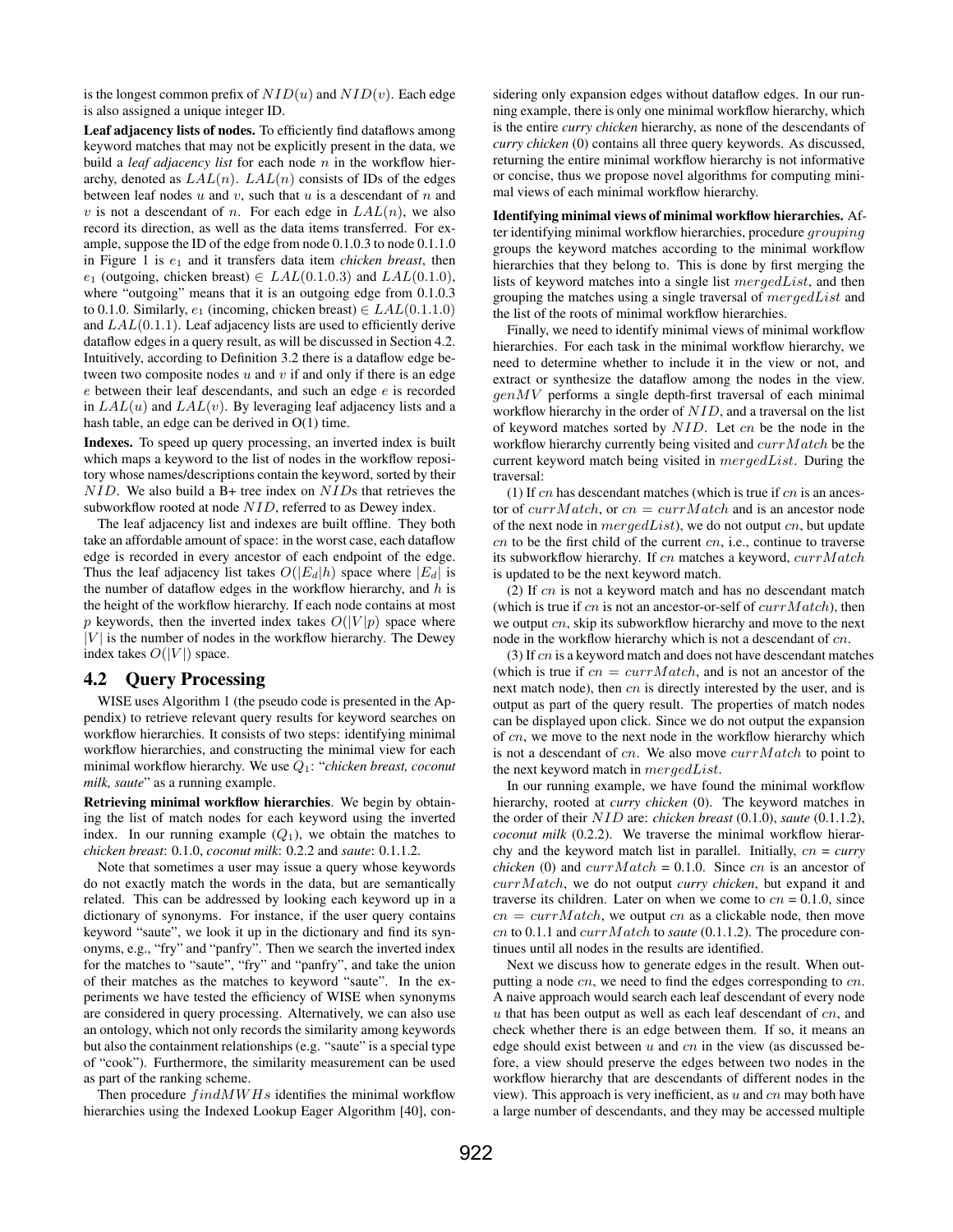is the longest common prefix of $NID(u)$ and $NID(v)$. Each edge is also assigned a unique integer ID.

**Leaf adjacency lists of nodes.** To efficiently find dataflows among keyword matches that may not be explicitly present in the data, we build a *leaf adjacency list* for each node $n$ in the workflow hierarchy, denoted as $LAL(n)$. $LAL(n)$ consists of IDs of the edges between leaf nodes $u$ and $v$, such that $u$ is a descendant of $n$ and $v$ is not a descendant of $n$. For each edge in $LAL(n)$, we also record its direction, as well as the data items transferred. For example, suppose the ID of the edge from node 0.1.0.3 to node 0.1.1.0 in Figure 1 is $e_1$ and it transfers data item *chicken breast*, then $e_1$ (outgoing, chicken breast) $\in LAL(0.1.0.3)$ and $LAL(0.1.0)$, where "outgoing" means that it is an outgoing edge from 0.1.0.3 to 0.1.0. Similarly, $e_1$ (incoming, chicken breast) $\in LAL(0.1.1.0)$ and $LAL(0.1.1)$. Leaf adjacency lists are used to efficiently derive dataflow edges in a query result, as will be discussed in Section 4.2. Intuitively, according to Definition 3.2 there is a dataflow edge between two composite nodes $u$ and $v$ if and only if there is an edge $e$ between their leaf descendants, and such an edge $e$ is recorded in $LAL(u)$ and $LAL(v)$. By leveraging leaf adjacency lists and a hash table, an edge can be derived in O(1) time.

**Indexes.** To speed up query processing, an inverted index is built which maps a keyword to the list of nodes in the workflow repository whose names/descriptions contain the keyword, sorted by their $NID$. We also build a B+ tree index on $NID$s that retrieves the subworkflow rooted at node $NID$, referred to as Dewey index.

The leaf adjacency list and indexes are built offline. They both take an affordable amount of space: in the worst case, each dataflow edge is recorded in every ancestor of each endpoint of the edge. Thus the leaf adjacency list takes $O(|E_d|h)$ space where $|E_d|$ is the number of dataflow edges in the workflow hierarchy, and $h$ is the height of the workflow hierarchy. If each node contains at most $p$ keywords, then the inverted index takes $O(|V|p)$ space where $|V|$ is the number of nodes in the workflow hierarchy. The Dewey index takes $O(|V|)$ space.

## 4.2 Query Processing

WISE uses Algorithm 1 (the pseudo code is presented in the Appendix) to retrieve relevant query results for keyword searches on workflow hierarchies. It consists of two steps: identifying minimal workflow hierarchies, and constructing the minimal view for each minimal workflow hierarchy. We use $Q_1$: "*chicken breast, coconut milk, saute*" as a running example.

**Retrieving minimal workflow hierarchies**. We begin by obtaining the list of match nodes for each keyword using the inverted index. In our running example ($Q_1$), we obtain the matches to *chicken breast*: 0.1.0, *coconut milk*: 0.2.2 and *saute*: 0.1.1.2.

Note that sometimes a user may issue a query whose keywords do not exactly match the words in the data, but are semantically related. This can be addressed by looking each keyword up in a dictionary of synonyms. For instance, if the user query contains keyword "saute", we look it up in the dictionary and find its synonyms, e.g., "fry" and "panfry". Then we search the inverted index for the matches to "saute", "fry" and "panfry", and take the union of their matches as the matches to keyword "saute". In the experiments we have tested the efficiency of WISE when synonyms are considered in query processing. Alternatively, we can also use an ontology, which not only records the similarity among keywords but also the containment relationships (e.g. "saute" is a special type of "cook"). Furthermore, the similarity measurement can be used as part of the ranking scheme.

Then procedure $findMWHs$ identifies the minimal workflow hierarchies using the Indexed Lookup Eager Algorithm [40], considering only expansion edges without dataflow edges. In our running example, there is only one minimal workflow hierarchy, which is the entire *curry chicken* hierarchy, as none of the descendants of *curry chicken* (0) contains all three query keywords. As discussed, returning the entire minimal workflow hierarchy is not informative or concise, thus we propose novel algorithms for computing minimal views of each minimal workflow hierarchy.

**Identifying minimal views of minimal workflow hierarchies.** After identifying minimal workflow hierarchies, procedure $grouping$ groups the keyword matches according to the minimal workflow hierarchies that they belong to. This is done by first merging the lists of keyword matches into a single list $mergedList$, and then grouping the matches using a single traversal of $mergedList$ and the list of the roots of minimal workflow hierarchies.

Finally, we need to identify minimal views of minimal workflow hierarchies. For each task in the minimal workflow hierarchy, we need to determine whether to include it in the view or not, and extract or synthesize the dataflow among the nodes in the view. $genMV$ performs a single depth-first traversal of each minimal workflow hierarchy in the order of $NID$, and a traversal on the list of keyword matches sorted by $NID$. Let $cn$ be the node in the workflow hierarchy currently being visited and $currMatch$ be the current keyword match being visited in $mergedList$. During the traversal:

(1) If $cn$ has descendant matches (which is true if $cn$ is an ancestor of $currMatch$, or $cn = currMatch$ and is an ancestor node of the next node in $mergedList$), we do not output $cn$, but update $cn$ to be the first child of the current $cn$, i.e., continue to traverse its subworkflow hierarchy. If $cn$ matches a keyword, $currMatch$ is updated to be the next keyword match.

(2) If $cn$ is not a keyword match and has no descendant match (which is true if $cn$ is not an ancestor-or-self of $currMatch$), then we output $cn$, skip its subworkflow hierarchy and move to the next node in the workflow hierarchy which is not a descendant of $cn$.

(3) If $cn$ is a keyword match and does not have descendant matches (which is true if $cn = currMatch$, and is not an ancestor of the next match node), then $cn$ is directly interested by the user, and is output as part of the query result. The properties of match nodes can be displayed upon click. Since we do not output the expansion of $cn$, we move to the next node in the workflow hierarchy which is not a descendant of $cn$. We also move $currMatch$ to point to the next keyword match in $mergedList$.

In our running example, we have found the minimal workflow hierarchy, rooted at *curry chicken* (0). The keyword matches in the order of their $NID$ are: *chicken breast* (0.1.0), *saute* (0.1.1.2), *coconut milk* (0.2.2). We traverse the minimal workflow hierarchy and the keyword match list in parallel. Initially, $cn$ = *curry chicken* (0) and $currMatch$ = 0.1.0. Since $cn$ is an ancestor of $currMatch$, we do not output *curry chicken*, but expand it and traverse its children. Later on when we come to $cn$ = 0.1.0, since $cn = currMatch$, we output $cn$ as a clickable node, then move $cn$ to 0.1.1 and $currMatch$ to *saute* (0.1.1.2). The procedure continues until all nodes in the results are identified.

Next we discuss how to generate edges in the result. When outputting a node $cn$, we need to find the edges corresponding to $cn$. A naive approach would search each leaf descendant of every node $u$ that has been output as well as each leaf descendant of $cn$, and check whether there is an edge between them. If so, it means an edge should exist between $u$ and $cn$ in the view (as discussed before, a view should preserve the edges between two nodes in the workflow hierarchy that are descendants of different nodes in the view). This approach is very inefficient, as $u$ and $cn$ may both have a large number of descendants, and they may be accessed multiple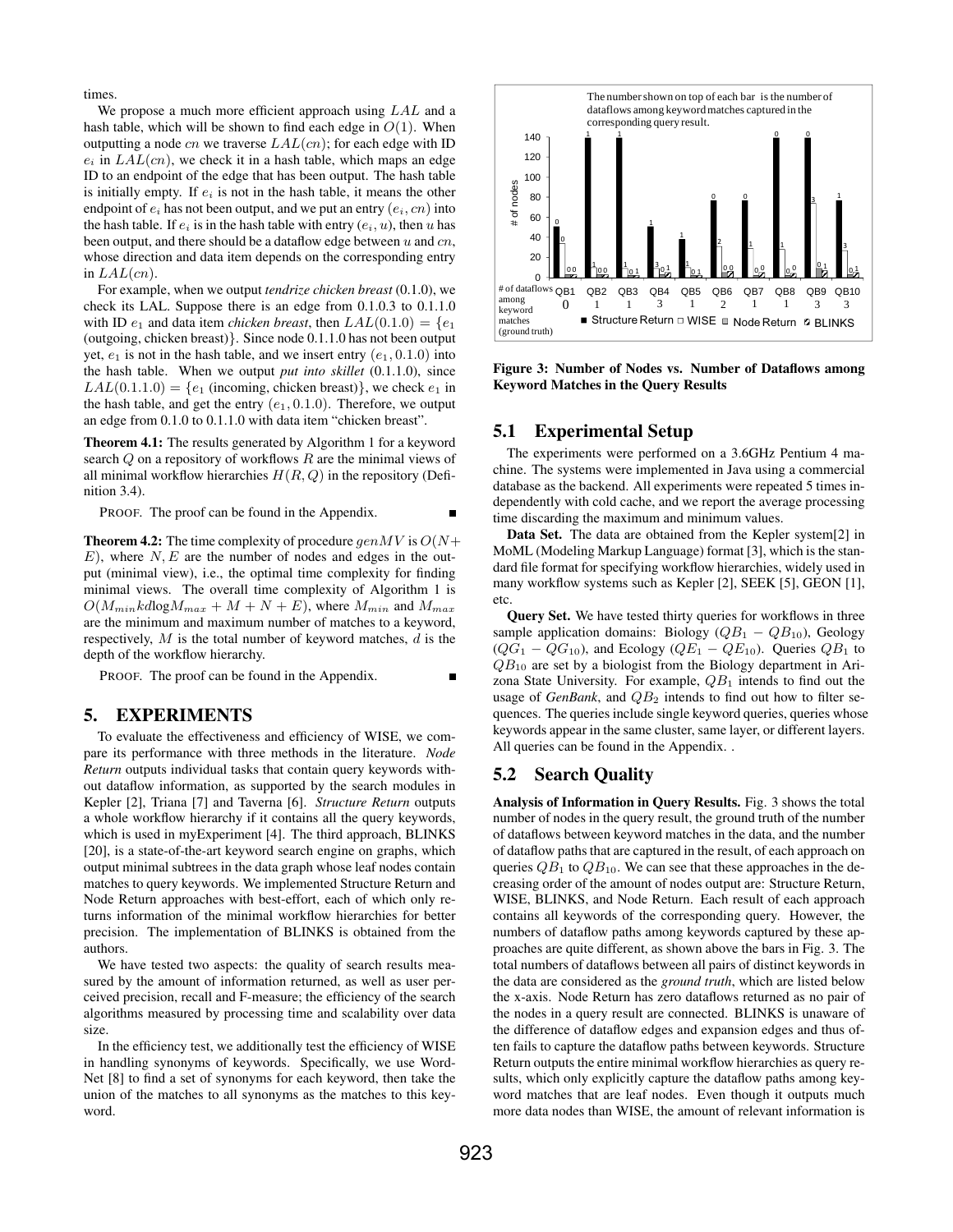times.

We propose a much more efficient approach using $LAL$ and a hash table, which will be shown to find each edge in $O(1)$. When outputting a node $cn$ we traverse $LAL(cn)$; for each edge with ID $e_i$ in $LAL(cn)$, we check it in a hash table, which maps an edge ID to an endpoint of the edge that has been output. The hash table is initially empty. If $e_i$ is not in the hash table, it means the other endpoint of $e_i$ has not been output, and we put an entry $(e_i, cn)$ into the hash table. If $e_i$ is in the hash table with entry $(e_i, u)$, then $u$ has been output, and there should be a dataflow edge between $u$ and $cn$, whose direction and data item depends on the corresponding entry in $LAL(cn)$.

For example, when we output *tendrize chicken breast* (0.1.0), we check its LAL. Suppose there is an edge from 0.1.0.3 to 0.1.1.0 with ID $e_1$ and data item *chicken breast*, then $LAL(0.1.0) = \{e_1$ (outgoing, chicken breast)$\}$. Since node 0.1.1.0 has not been output yet, $e_1$ is not in the hash table, and we insert entry $(e_1, 0.1.0)$ into the hash table. When we output *put into skillet* (0.1.1.0), since $LAL(0.1.1.0) = \{e_1$ (incoming, chicken breast)$\}$, we check $e_1$ in the hash table, and get the entry $(e_1, 0.1.0)$. Therefore, we output an edge from 0.1.0 to 0.1.1.0 with data item "chicken breast".

**Theorem 4.1:** The results generated by Algorithm 1 for a keyword search $Q$ on a repository of workflows $R$ are the minimal views of all minimal workflow hierarchies $H(R, Q)$ in the repository (Definition 3.4).

PROOF. The proof can be found in the Appendix. ■

**Theorem 4.2:** The time complexity of procedure $genMV$ is $O(N + E)$, where $N, E$ are the number of nodes and edges in the output (minimal view), i.e., the optimal time complexity for finding minimal views. The overall time complexity of Algorithm 1 is $O(M_{min} k d \log M_{max} + M + N + E)$, where $M_{min}$ and $M_{max}$ are the minimum and maximum number of matches to a keyword, respectively, $M$ is the total number of keyword matches, $d$ is the depth of the workflow hierarchy.

PROOF. The proof can be found in the Appendix. ■

## 5. EXPERIMENTS

To evaluate the effectiveness and efficiency of WISE, we compare its performance with three methods in the literature. *Node Return* outputs individual tasks that contain query keywords without dataflow information, as supported by the search modules in Kepler [2], Triana [7] and Taverna [6]. *Structure Return* outputs a whole workflow hierarchy if it contains all the query keywords, which is used in myExperiment [4]. The third approach, BLINKS [20], is a state-of-the-art keyword search engine on graphs, which output minimal subtrees in the data graph whose leaf nodes contain matches to query keywords. We implemented Structure Return and Node Return approaches with best-effort, each of which only returns information of the minimal workflow hierarchies for better precision. The implementation of BLINKS is obtained from the authors.

We have tested two aspects: the quality of search results measured by the amount of information returned, as well as user perceived precision, recall and F-measure; the efficiency of the search algorithms measured by processing time and scalability over data size.

In the efficiency test, we additionally test the efficiency of WISE in handling synonyms of keywords. Specifically, we use WordNet [8] to find a set of synonyms for each keyword, then take the union of the matches to all synonyms as the matches to this keyword.

The number shown on top of each bar is the number of dataflows among keyword matches captured in the corresponding query result.

\# of nodes

0 20 40 60 80 100 120 140

QB1 QB2 QB3 QB4 QB5 QB6 QB7 QB8 QB9 QB10

\# of dataflows among keyword matches (ground truth): 0 1 1 3 1 2 1 1 3 3

■ Structure Return □ WISE ■ Node Return ▨ BLINKS

**Figure 3: Number of Nodes vs. Number of Dataflows among Keyword Matches in the Query Results**

### 5.1 Experimental Setup

The experiments were performed on a 3.6GHz Pentium 4 machine. The systems were implemented in Java using a commercial database as the backend. All experiments were repeated 5 times independently with cold cache, and we report the average processing time discarding the maximum and minimum values.

**Data Set.** The data are obtained from the Kepler system[2] in MoML (Modeling Markup Language) format [3], which is the standard file format for specifying workflow hierarchies, widely used in many workflow systems such as Kepler [2], SEEK [5], GEON [1], etc.

**Query Set.** We have tested thirty queries for workflows in three sample application domains: Biology ($QB_1 - QB_{10}$), Geology ($QG_1 - QG_{10}$), and Ecology ($QE_1 - QE_{10}$). Queries $QB_1$ to $QB_{10}$ are set by a biologist from the Biology department in Arizona State University. For example, $QB_1$ intends to find out the usage of *GenBank*, and $QB_2$ intends to find out how to filter sequences. The queries include single keyword queries, queries whose keywords appear in the same cluster, same layer, or different layers. All queries can be found in the Appendix. .

### 5.2 Search Quality

**Analysis of Information in Query Results.** Fig. 3 shows the total number of nodes in the query result, the ground truth of the number of dataflows between keyword matches in the data, and the number of dataflow paths that are captured in the result, of each approach on queries $QB_1$ to $QB_{10}$. We can see that these approaches in the decreasing order of the amount of nodes output are: Structure Return, WISE, BLINKS, and Node Return. Each result of each approach contains all keywords of the corresponding query. However, the numbers of dataflow paths among keywords captured by these approaches are quite different, as shown above the bars in Fig. 3. The total numbers of dataflows between all pairs of distinct keywords in the data are considered as the *ground truth*, which are listed below the x-axis. Node Return has zero dataflows returned as no pair of the nodes in a query result are connected. BLINKS is unaware of the difference of dataflow edges and expansion edges and thus often fails to capture the dataflow paths between keywords. Structure Return outputs the entire minimal workflow hierarchies as query results, which only explicitly capture the dataflow paths among keyword matches that are leaf nodes. Even though it outputs much more data nodes than WISE, the amount of relevant information is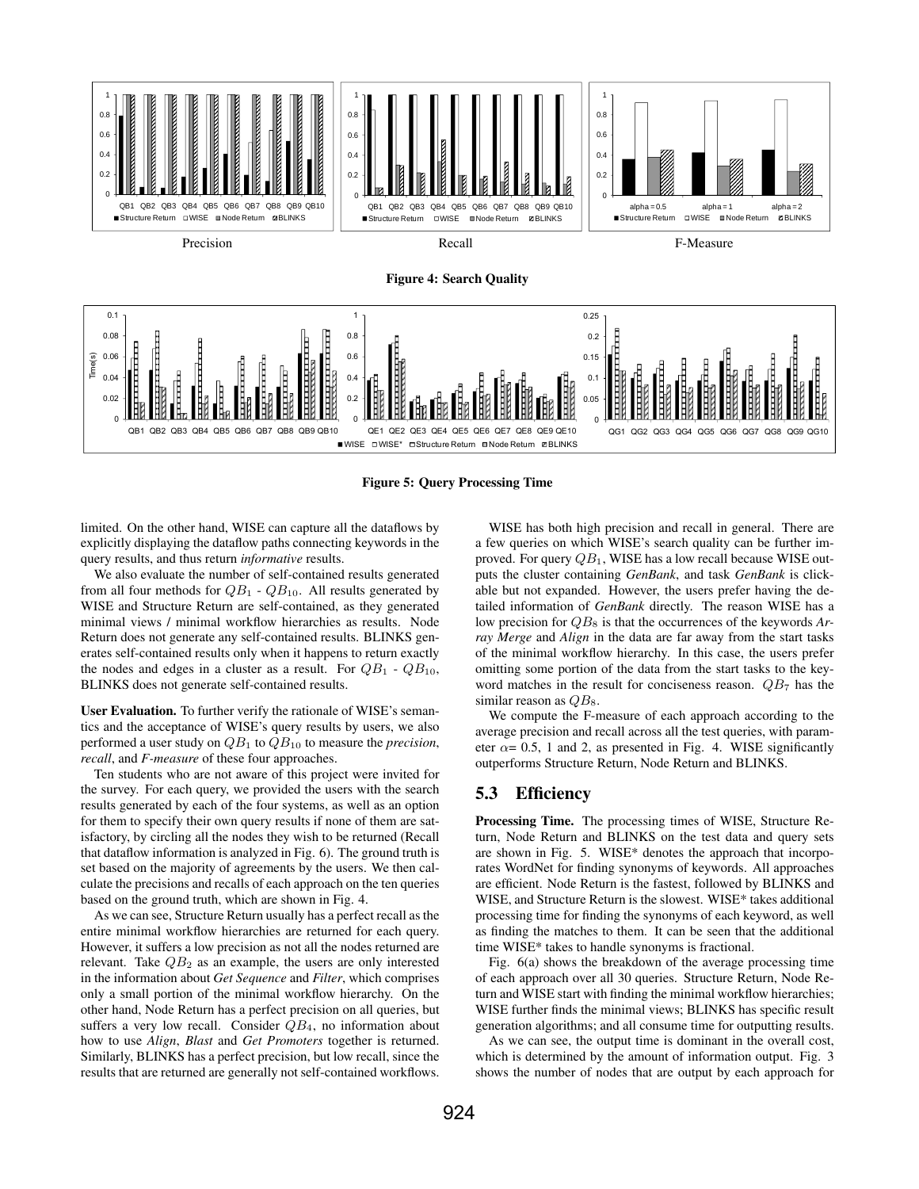1
0.8
0.6
0.4
0.2
0
QB1 QB2 QB3 QB4 QB5 QB6 QB7 QB8 QB9 QB10
■Structure Return □WISE ■Node Return ▨BLINKS

1
0.8
0.6
0.4
0.2
0
QB1 QB2 QB3 QB4 QB5 QB6 QB7 QB8 QB9 QB10
■Structure Return □WISE ■Node Return ▨BLINKS

1
0.8
0.6
0.4
0.2
0
alpha = 0.5 alpha = 1 alpha = 2
■Structure Return □WISE ■Node Return ▨BLINKS

Precision Recall F-Measure

**Figure 4: Search Quality**

0.1
0.08
0.06
0.04
0.02
0
Time(s)
QB1 QB2 QB3 QB4 QB5 QB6 QB7 QB8 QB9 QB10

1
0.8
0.6
0.4
0.2
0
QE1 QE2 QE3 QE4 QE5 QE6 QE7 QE8 QE9 QE10

0.25
0.2
0.15
0.1
0.05
0
QG1 QG2 QG3 QG4 QG5 QG6 QG7 QG8 QG9 QG10

■WISE □WISE* ▤Structure Return ▥Node Return ▨BLINKS

**Figure 5: Query Processing Time**

limited. On the other hand, WISE can capture all the dataflows by explicitly displaying the dataflow paths connecting keywords in the query results, and thus return *informative* results.

We also evaluate the number of self-contained results generated from all four methods for $QB_1$ - $QB_{10}$. All results generated by WISE and Structure Return are self-contained, as they generated minimal views / minimal workflow hierarchies as results. Node Return does not generate any self-contained results. BLINKS generates self-contained results only when it happens to return exactly the nodes and edges in a cluster as a result. For $QB_1$ - $QB_{10}$, BLINKS does not generate self-contained results.

**User Evaluation.** To further verify the rationale of WISE's semantics and the acceptance of WISE's query results by users, we also performed a user study on $QB_1$ to $QB_{10}$ to measure the *precision*, *recall*, and *F-measure* of these four approaches.

Ten students who are not aware of this project were invited for the survey. For each query, we provided the users with the search results generated by each of the four systems, as well as an option for them to specify their own query results if none of them are satisfactory, by circling all the nodes they wish to be returned (Recall that dataflow information is analyzed in Fig. 6). The ground truth is set based on the majority of agreements by the users. We then calculate the precisions and recalls of each approach on the ten queries based on the ground truth, which are shown in Fig. 4.

As we can see, Structure Return usually has a perfect recall as the entire minimal workflow hierarchies are returned for each query. However, it suffers a low precision as not all the nodes returned are relevant. Take $QB_2$ as an example, the users are only interested in the information about *Get Sequence* and *Filter*, which comprises only a small portion of the minimal workflow hierarchy. On the other hand, Node Return has a perfect precision on all queries, but suffers a very low recall. Consider $QB_4$, no information about how to use *Align*, *Blast* and *Get Promoters* together is returned. Similarly, BLINKS has a perfect precision, but low recall, since the results that are returned are generally not self-contained workflows.

WISE has both high precision and recall in general. There are a few queries on which WISE's search quality can be further improved. For query $QB_1$, WISE has a low recall because WISE outputs the cluster containing *GenBank*, and task *GenBank* is clickable but not expanded. However, the users prefer having the detailed information of *GenBank* directly. The reason WISE has a low precision for $QB_8$ is that the occurrences of the keywords *Array Merge* and *Align* in the data are far away from the start tasks of the minimal workflow hierarchy. In this case, the users prefer omitting some portion of the data from the start tasks to the keyword matches in the result for conciseness reason. $QB_7$ has the similar reason as $QB_8$.

We compute the F-measure of each approach according to the average precision and recall across all the test queries, with parameter $\alpha$= 0.5, 1 and 2, as presented in Fig. 4. WISE significantly outperforms Structure Return, Node Return and BLINKS.

## 5.3 Efficiency

**Processing Time.** The processing times of WISE, Structure Return, Node Return and BLINKS on the test data and query sets are shown in Fig. 5. WISE* denotes the approach that incorporates WordNet for finding synonyms of keywords. All approaches are efficient. Node Return is the fastest, followed by BLINKS and WISE, and Structure Return is the slowest. WISE* takes additional processing time for finding the synonyms of each keyword, as well as finding the matches to them. It can be seen that the additional time WISE* takes to handle synonyms is fractional.

Fig. 6(a) shows the breakdown of the average processing time of each approach over all 30 queries. Structure Return, Node Return and WISE start with finding the minimal workflow hierarchies; WISE further finds the minimal views; BLINKS has specific result generation algorithms; and all consume time for outputting results.

As we can see, the output time is dominant in the overall cost, which is determined by the amount of information output. Fig. 3 shows the number of nodes that are output by each approach for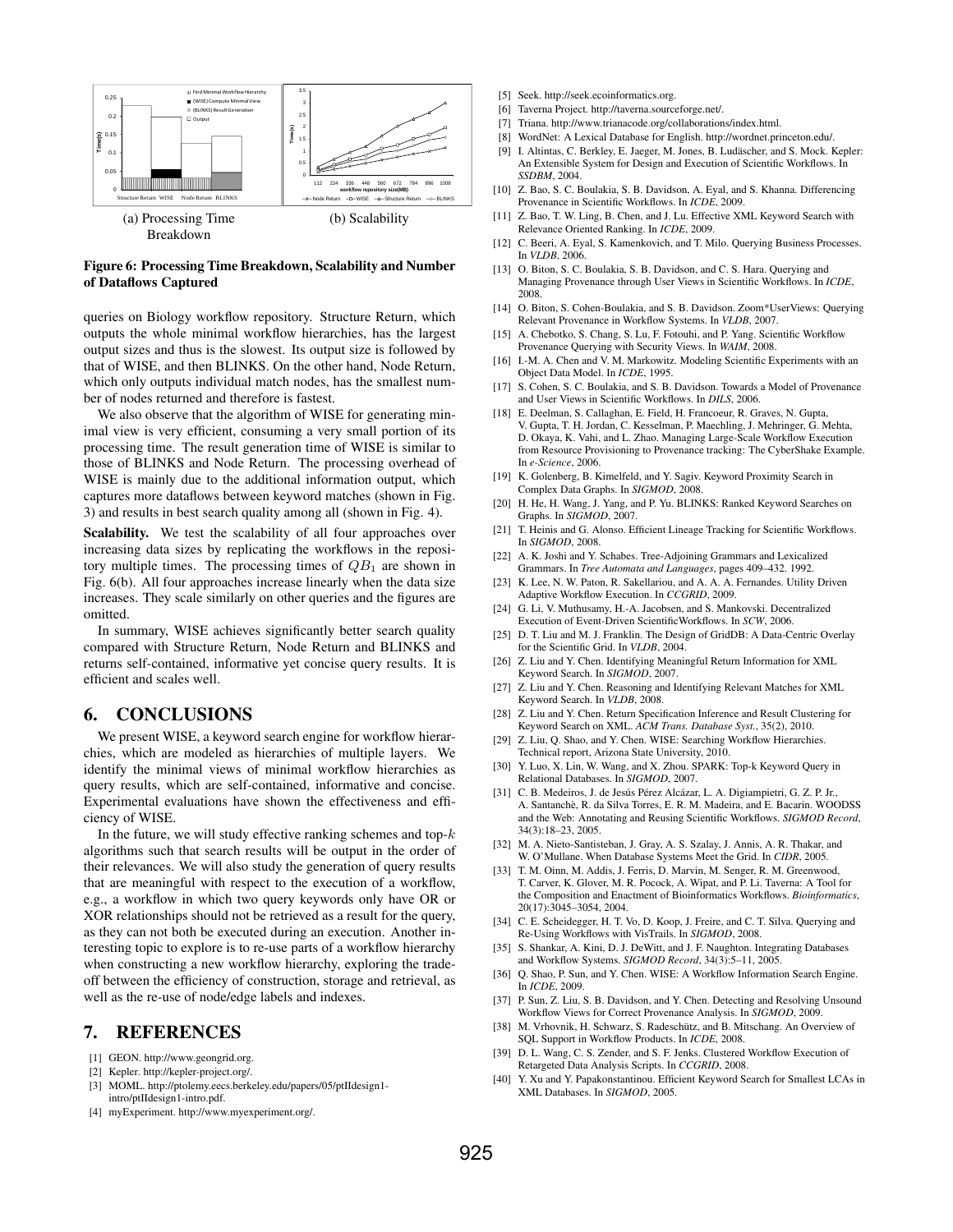0.25
0.2
0.15
0.1
0.05
0
Time(s)
Find Minimal Workflow Hierarchy
(WISE) Compute Minimal View
(BLINKS) Result Generation
Output
Structure Return WISE Node Return BLINKS

(a) Processing Time Breakdown

3.5
3
2.5
2
1.5
1
0.5
0
Time(s)
112 224 336 448 560 672 784 896 1008
workflow repository size(MB)
Node Return WISE Structure Return BLINKS

(b) Scalability

**Figure 6: Processing Time Breakdown, Scalability and Number of Dataflows Captured**

queries on Biology workflow repository. Structure Return, which outputs the whole minimal workflow hierarchies, has the largest output sizes and thus is the slowest. Its output size is followed by that of WISE, and then BLINKS. On the other hand, Node Return, which only outputs individual match nodes, has the smallest number of nodes returned and therefore is fastest.

We also observe that the algorithm of WISE for generating minimal view is very efficient, consuming a very small portion of its processing time. The result generation time of WISE is similar to those of BLINKS and Node Return. The processing overhead of WISE is mainly due to the additional information output, which captures more dataflows between keyword matches (shown in Fig. 3) and results in best search quality among all (shown in Fig. 4).

**Scalability.** We test the scalability of all four approaches over increasing data sizes by replicating the workflows in the repository multiple times. The processing times of $QB_1$ are shown in Fig. 6(b). All four approaches increase linearly when the data size increases. They scale similarly on other queries and the figures are omitted.

In summary, WISE achieves significantly better search quality compared with Structure Return, Node Return and BLINKS and returns self-contained, informative yet concise query results. It is efficient and scales well.

## 6. CONCLUSIONS

We present WISE, a keyword search engine for workflow hierarchies, which are modeled as hierarchies of multiple layers. We identify the minimal views of minimal workflow hierarchies as query results, which are self-contained, informative and concise. Experimental evaluations have shown the effectiveness and efficiency of WISE.

In the future, we will study effective ranking schemes and top-$k$ algorithms such that search results will be output in the order of their relevances. We will also study the generation of query results that are meaningful with respect to the execution of a workflow, e.g., a workflow in which two query keywords only have OR or XOR relationships should not be retrieved as a result for the query, as they can not both be executed during an execution. Another interesting topic to explore is to re-use parts of a workflow hierarchy when constructing a new workflow hierarchy, exploring the tradeoff between the efficiency of construction, storage and retrieval, as well as the re-use of node/edge labels and indexes.

## 7. REFERENCES

[1] GEON. http://www.geongrid.org.

[2] Kepler. http://kepler-project.org/.

[3] MOML. http://ptolemy.eecs.berkeley.edu/papers/05/ptIIdesign1-intro/ptIIdesign1-intro.pdf.

[4] myExperiment. http://www.myexperiment.org/.

[5] Seek. http://seek.ecoinformatics.org.

[6] Taverna Project. http://taverna.sourceforge.net/.

[7] Triana. http://www.trianacode.org/collaborations/index.html.

[8] WordNet: A Lexical Database for English. http://wordnet.princeton.edu/.

[9] I. Altintas, C. Berkley, E. Jaeger, M. Jones, B. Ludäscher, and S. Mock. Kepler: An Extensible System for Design and Execution of Scientific Workflows. In *SSDBM*, 2004.

[10] Z. Bao, S. C. Boulakia, S. B. Davidson, A. Eyal, and S. Khanna. Differencing Provenance in Scientific Workflows. In *ICDE*, 2009.

[11] Z. Bao, T. W. Ling, B. Chen, and J. Lu. Effective XML Keyword Search with Relevance Oriented Ranking. In *ICDE*, 2009.

[12] C. Beeri, A. Eyal, S. Kamenkovich, and T. Milo. Querying Business Processes. In *VLDB*, 2006.

[13] O. Biton, S. C. Boulakia, S. B. Davidson, and C. S. Hara. Querying and Managing Provenance through User Views in Scientific Workflows. In *ICDE*, 2008.

[14] O. Biton, S. Cohen-Boulakia, and S. B. Davidson. Zoom*UserViews: Querying Relevant Provenance in Workflow Systems. In *VLDB*, 2007.

[15] A. Chebotko, S. Chang, S. Lu, F. Fotouhi, and P. Yang. Scientific Workflow Provenance Querying with Security Views. In *WAIM*, 2008.

[16] I.-M. A. Chen and V. M. Markowitz. Modeling Scientific Experiments with an Object Data Model. In *ICDE*, 1995.

[17] S. Cohen, S. C. Boulakia, and S. B. Davidson. Towards a Model of Provenance and User Views in Scientific Workflows. In *DILS*, 2006.

[18] E. Deelman, S. Callaghan, E. Field, H. Francoeur, R. Graves, N. Gupta, V. Gupta, T. H. Jordan, C. Kesselman, P. Maechling, J. Mehringer, G. Mehta, D. Okaya, K. Vahi, and L. Zhao. Managing Large-Scale Workflow Execution from Resource Provisioning to Provenance tracking: The CyberShake Example. In *e-Science*, 2006.

[19] K. Golenberg, B. Kimelfeld, and Y. Sagiv. Keyword Proximity Search in Complex Data Graphs. In *SIGMOD*, 2008.

[20] H. He, H. Wang, J. Yang, and P. Yu. BLINKS: Ranked Keyword Searches on Graphs. In *SIGMOD*, 2007.

[21] T. Heinis and G. Alonso. Efficient Lineage Tracking for Scientific Workflows. In *SIGMOD*, 2008.

[22] A. K. Joshi and Y. Schabes. Tree-Adjoining Grammars and Lexicalized Grammars. In *Tree Automata and Languages*, pages 409–432. 1992.

[23] K. Lee, N. W. Paton, R. Sakellariou, and A. A. A. Fernandes. Utility Driven Adaptive Workflow Execution. In *CCGRID*, 2009.

[24] G. Li, V. Muthusamy, H.-A. Jacobsen, and S. Mankovski. Decentralized Execution of Event-Driven ScientificWorkflows. In *SCW*, 2006.

[25] D. T. Liu and M. J. Franklin. The Design of GridDB: A Data-Centric Overlay for the Scientific Grid. In *VLDB*, 2004.

[26] Z. Liu and Y. Chen. Identifying Meaningful Return Information for XML Keyword Search. In *SIGMOD*, 2007.

[27] Z. Liu and Y. Chen. Reasoning and Identifying Relevant Matches for XML Keyword Search. In *VLDB*, 2008.

[28] Z. Liu and Y. Chen. Return Specification Inference and Result Clustering for Keyword Search on XML. *ACM Trans. Database Syst.*, 35(2), 2010.

[29] Z. Liu, Q. Shao, and Y. Chen. WISE: Searching Workflow Hierarchies. Technical report, Arizona State University, 2010.

[30] Y. Luo, X. Lin, W. Wang, and X. Zhou. SPARK: Top-k Keyword Query in Relational Databases. In *SIGMOD*, 2007.

[31] C. B. Medeiros, J. de Jesús Pérez Alcázar, L. A. Digiampietri, G. Z. P. Jr., A. Santanchè, R. da Silva Torres, E. R. M. Madeira, and E. Bacarin. WOODSS and the Web: Annotating and Reusing Scientific Workflows. *SIGMOD Record*, 34(3):18–23, 2005.

[32] M. A. Nieto-Santisteban, J. Gray, A. S. Szalay, J. Annis, A. R. Thakar, and W. O'Mullane. When Database Systems Meet the Grid. In *CIDR*, 2005.

[33] T. M. Oinn, M. Addis, J. Ferris, D. Marvin, M. Senger, R. M. Greenwood, T. Carver, K. Glover, M. R. Pocock, A. Wipat, and P. Li. Taverna: A Tool for the Composition and Enactment of Bioinformatics Workflows. *Bioinformatics*, 20(17):3045–3054, 2004.

[34] C. E. Scheidegger, H. T. Vo, D. Koop, J. Freire, and C. T. Silva. Querying and Re-Using Workflows with VisTrails. In *SIGMOD*, 2008.

[35] S. Shankar, A. Kini, D. J. DeWitt, and J. F. Naughton. Integrating Databases and Workflow Systems. *SIGMOD Record*, 34(3):5–11, 2005.

[36] Q. Shao, P. Sun, and Y. Chen. WISE: A Workflow Information Search Engine. In *ICDE*, 2009.

[37] P. Sun, Z. Liu, S. B. Davidson, and Y. Chen. Detecting and Resolving Unsound Workflow Views for Correct Provenance Analysis. In *SIGMOD*, 2009.

[38] M. Vrhovnik, H. Schwarz, S. Radeschütz, and B. Mitschang. An Overview of SQL Support in Workflow Products. In *ICDE*, 2008.

[39] D. L. Wang, C. S. Zender, and S. F. Jenks. Clustered Workflow Execution of Retargeted Data Analysis Scripts. In *CCGRID*, 2008.

[40] Y. Xu and Y. Papakonstantinou. Efficient Keyword Search for Smallest LCAs in XML Databases. In *SIGMOD*, 2005.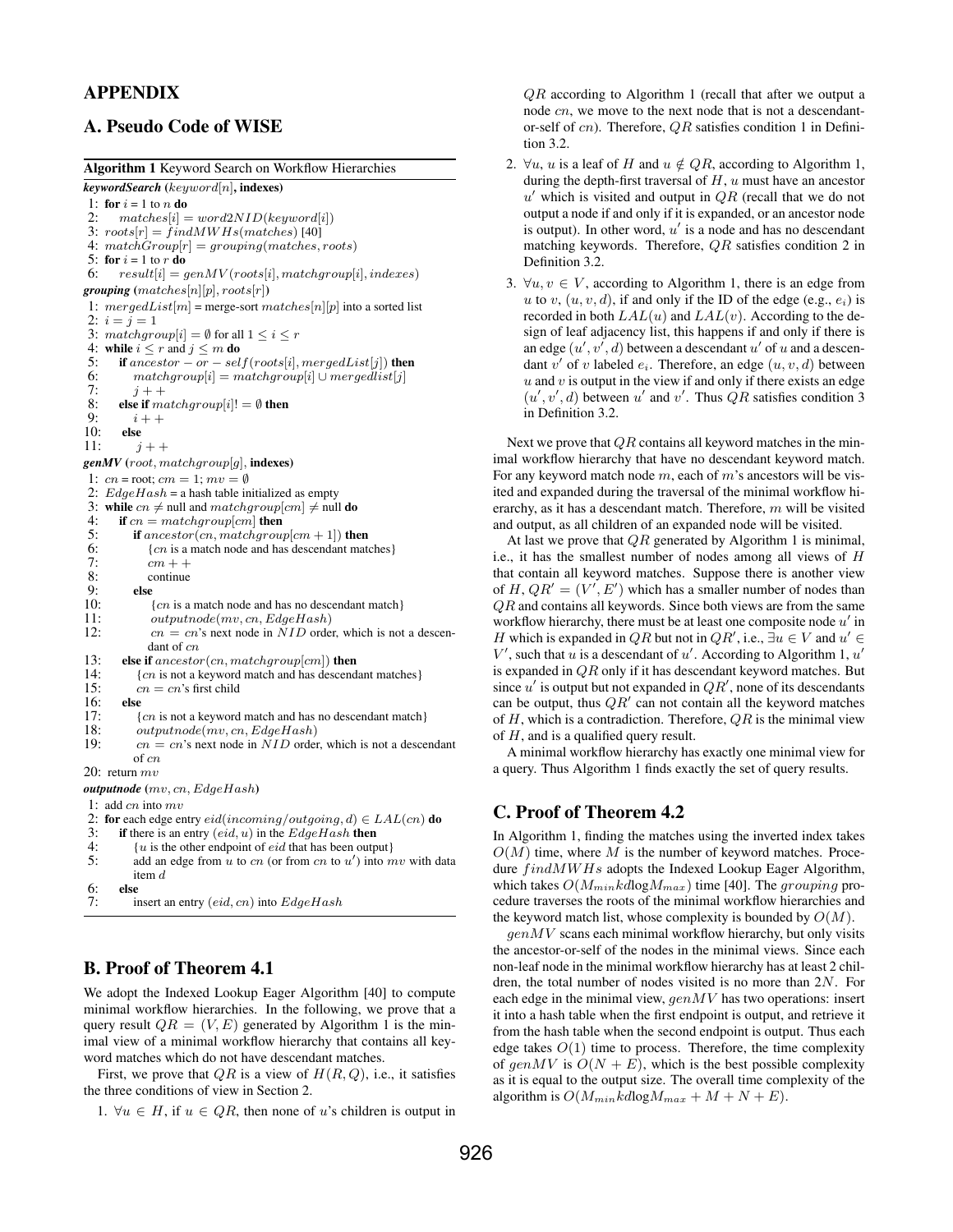## APPENDIX

## A. Pseudo Code of WISE

**Algorithm 1** Keyword Search on Workflow Hierarchies

```
keywordSearch (keyword[n], indexes)
1: for i = 1 to n do
2:    matches[i] = word2NID(keyword[i])
3: roots[r] = findMWHs(matches) [40]
4: matchGroup[r] = grouping(matches, roots)
5: for i = 1 to r do
6:    result[i] = genMV(roots[i], matchgroup[i], indexes)

grouping (matches[n][p], roots[r])
1: mergedList[m] = merge-sort matches[n][p] into a sorted list
2: i = j = 1
3: matchgroup[i] = ∅ for all 1 ≤ i ≤ r
4: while i ≤ r and j ≤ m do
5:    if ancestor − or − self(roots[i], mergedList[j]) then
6:       matchgroup[i] = matchgroup[i] ∪ mergedlist[j]
7:       j + +
8:    else if matchgroup[i]! = ∅ then
9:       i + +
10:   else
11:      j + +

genMV (root, matchgroup[g], indexes)
1: cn = root; cm = 1; mv = ∅
2: EdgeHash = a hash table initialized as empty
3: while cn ≠ null and matchgroup[cm] ≠ null do
4:    if cn = matchgroup[cm] then
5:       if ancestor(cn, matchgroup[cm + 1]) then
6:          {cn is a match node and has descendant matches}
7:          cm + +
8:          continue
9:       else
10:         {cn is a match node and has no descendant match}
11:         outputnode(mv, cn, EdgeHash)
12:         cn = cn's next node in NID order, which is not a descendant of cn
13:   else if ancestor(cn, matchgroup[cm]) then
14:      {cn is not a keyword match and has descendant matches}
15:      cn = cn's first child
16:   else
17:      {cn is not a keyword match and has no descendant match}
18:      outputnode(mv, cn, EdgeHash)
19:      cn = cn's next node in NID order, which is not a descendant of cn
20: return mv

outputnode (mv, cn, EdgeHash)
1: add cn into mv
2: for each edge entry eid(incoming/outgoing, d) ∈ LAL(cn) do
3:    if there is an entry (eid, u) in the EdgeHash then
4:       {u is the other endpoint of eid that has been output}
5:       add an edge from u to cn (or from cn to u') into mv with data item d
6:    else
7:       insert an entry (eid, cn) into EdgeHash
```

## B. Proof of Theorem 4.1

We adopt the Indexed Lookup Eager Algorithm [40] to compute minimal workflow hierarchies. In the following, we prove that a query result $QR = (V, E)$ generated by Algorithm 1 is the minimal view of a minimal workflow hierarchy that contains all keyword matches which do not have descendant matches.

First, we prove that $QR$ is a view of $H(R, Q)$, i.e., it satisfies the three conditions of view in Section 2.

1. $\forall u \in H$, if $u \in QR$, then none of $u$'s children is output in $QR$ according to Algorithm 1 (recall that after we output a node $cn$, we move to the next node that is not a descendant-or-self of $cn$). Therefore, $QR$ satisfies condition 1 in Definition 3.2.

2. $\forall u$, $u$ is a leaf of $H$ and $u \notin QR$, according to Algorithm 1, during the depth-first traversal of $H$, $u$ must have an ancestor $u'$ which is visited and output in $QR$ (recall that we do not output a node if and only if it is expanded, or an ancestor node is output). In other word, $u'$ is a node and has no descendant matching keywords. Therefore, $QR$ satisfies condition 2 in Definition 3.2.

3. $\forall u, v \in V$, according to Algorithm 1, there is an edge from $u$ to $v$, $(u, v, d)$, if and only if the ID of the edge (e.g., $e_i$) is recorded in both $LAL(u)$ and $LAL(v)$. According to the design of leaf adjacency list, this happens if and only if there is an edge $(u', v', d)$ between a descendant $u'$ of $u$ and a descendant $v'$ of $v$ labeled $e_i$. Therefore, an edge $(u, v, d)$ between $u$ and $v$ is output in the view if and only if there exists an edge $(u', v', d)$ between $u'$ and $v'$. Thus $QR$ satisfies condition 3 in Definition 3.2.

Next we prove that $QR$ contains all keyword matches in the minimal workflow hierarchy that have no descendant keyword match. For any keyword match node $m$, each of $m$'s ancestors will be visited and expanded during the traversal of the minimal workflow hierarchy, as it has a descendant match. Therefore, $m$ will be visited and output, as all children of an expanded node will be visited.

At last we prove that $QR$ generated by Algorithm 1 is minimal, i.e., it has the smallest number of nodes among all views of $H$ that contain all keyword matches. Suppose there is another view of $H$, $QR' = (V', E')$ which has a smaller number of nodes than $QR$ and contains all keywords. Since both views are from the same workflow hierarchy, there must be at least one composite node $u'$ in $H$ which is expanded in $QR$ but not in $QR'$, i.e., $\exists u \in V$ and $u' \in V'$, such that $u$ is a descendant of $u'$. According to Algorithm 1, $u'$ is expanded in $QR$ only if it has descendant keyword matches. But since $u'$ is output but not expanded in $QR'$, none of its descendants can be output, thus $QR'$ can not contain all the keyword matches of $H$, which is a contradiction. Therefore, $QR$ is the minimal view of $H$, and is a qualified query result.

A minimal workflow hierarchy has exactly one minimal view for a query. Thus Algorithm 1 finds exactly the set of query results.

## C. Proof of Theorem 4.2

In Algorithm 1, finding the matches using the inverted index takes $O(M)$ time, where $M$ is the number of keyword matches. Procedure $findMWHs$ adopts the Indexed Lookup Eager Algorithm, which takes $O(M_{min}kd\log M_{max})$ time [40]. The $grouping$ procedure traverses the roots of the minimal workflow hierarchies and the keyword match list, whose complexity is bounded by $O(M)$.

$genMV$ scans each minimal workflow hierarchy, but only visits the ancestor-or-self of the nodes in the minimal views. Since each non-leaf node in the minimal workflow hierarchy has at least 2 children, the total number of nodes visited is no more than $2N$. For each edge in the minimal view, $genMV$ has two operations: insert it into a hash table when the first endpoint is output, and retrieve it from the hash table when the second endpoint is output. Thus each edge takes $O(1)$ time to process. Therefore, the time complexity of $genMV$ is $O(N + E)$, which is the best possible complexity as it is equal to the output size. The overall time complexity of the algorithm is $O(M_{min}kd\log M_{max} + M + N + E)$.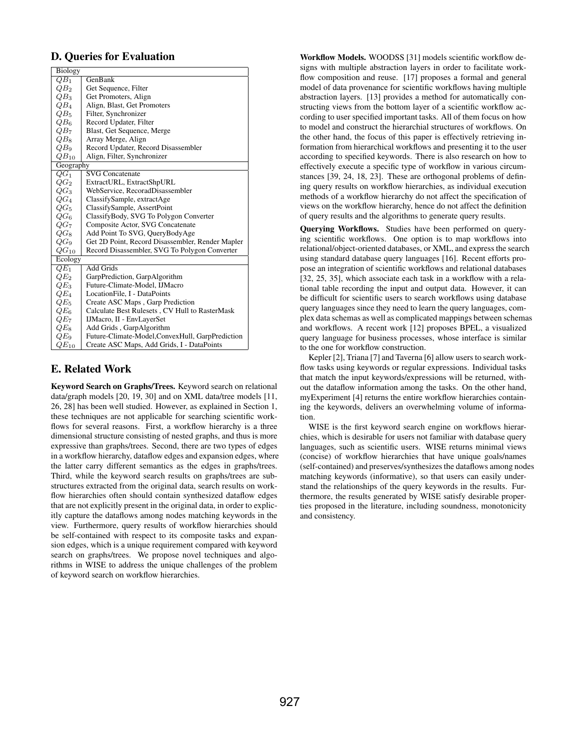## D. Queries for Evaluation

| | |
|---|---|
| Biology | |
| $QB_1$ | GenBank |
| $QB_2$ | Get Sequence, Filter |
| $QB_3$ | Get Promoters, Align |
| $QB_4$ | Align, Blast, Get Promoters |
| $QB_5$ | Filter, Synchronizer |
| $QB_6$ | Record Updater, Filter |
| $QB_7$ | Blast, Get Sequence, Merge |
| $QB_8$ | Array Merge, Align |
| $QB_9$ | Record Updater, Record Disassembler |
| $QB_{10}$ | Align, Filter, Synchronizer |
| Geography | |
| $QG_1$ | SVG Concatenate |
| $QG_2$ | ExtractURL, ExtractShpURL |
| $QG_3$ | WebService, RecoradDisassembler |
| $QG_4$ | ClassifySample, extractAge |
| $QG_5$ | ClassifySample, AssertPoint |
| $QG_6$ | ClassifyBody, SVG To Polygon Converter |
| $QG_7$ | Composite Actor, SVG Concatenate |
| $QG_8$ | Add Point To SVG, QueryBodyAge |
| $QG_9$ | Get 2D Point, Record Disassembler, Render Mapler |
| $QG_{10}$ | Record Disassembler, SVG To Polygon Converter |
| Ecology | |
| $QE_1$ | Add Grids |
| $QE_2$ | GarpPrediction, GarpAlgorithm |
| $QE_3$ | Future-Climate-Model, IJMacro |
| $QE_4$ | LocationFile, I - DataPoints |
| $QE_5$ | Create ASC Maps , Garp Prediction |
| $QE_6$ | Calculate Best Rulesets , CV Hull to RasterMask |
| $QE_7$ | IJMacro, II - EnvLayerSet |
| $QE_8$ | Add Grids , GarpAlgorithm |
| $QE_9$ | Future-Climate-Model,ConvexHull, GarpPrediction |
| $QE_{10}$ | Create ASC Maps, Add Grids, I - DataPoints |

## E. Related Work

**Keyword Search on Graphs/Trees.** Keyword search on relational data/graph models [20, 19, 30] and on XML data/tree models [11, 26, 28] has been well studied. However, as explained in Section 1, these techniques are not applicable for searching scientific workflows for several reasons. First, a workflow hierarchy is a three dimensional structure consisting of nested graphs, and thus is more expressive than graphs/trees. Second, there are two types of edges in a workflow hierarchy, dataflow edges and expansion edges, where the latter carry different semantics as the edges in graphs/trees. Third, while the keyword search results on graphs/trees are substructures extracted from the original data, search results on workflow hierarchies often should contain synthesized dataflow edges that are not explicitly present in the original data, in order to explicitly capture the dataflows among nodes matching keywords in the view. Furthermore, query results of workflow hierarchies should be self-contained with respect to its composite tasks and expansion edges, which is a unique requirement compared with keyword search on graphs/trees. We propose novel techniques and algorithms in WISE to address the unique challenges of the problem of keyword search on workflow hierarchies.

**Workflow Models.** WOODSS [31] models scientific workflow designs with multiple abstraction layers in order to facilitate workflow composition and reuse. [17] proposes a formal and general model of data provenance for scientific workflows having multiple abstraction layers. [13] provides a method for automatically constructing views from the bottom layer of a scientific workflow according to user specified important tasks. All of them focus on how to model and construct the hierarchial structures of workflows. On the other hand, the focus of this paper is effectively retrieving information from hierarchical workflows and presenting it to the user according to specified keywords. There is also research on how to effectively execute a specific type of workflow in various circumstances [39, 24, 18, 23]. These are orthogonal problems of defining query results on workflow hierarchies, as individual execution methods of a workflow hierarchy do not affect the specification of views on the workflow hierarchy, hence do not affect the definition of query results and the algorithms to generate query results.

**Querying Workflows.** Studies have been performed on querying scientific workflows. One option is to map workflows into relational/object-oriented databases, or XML, and express the search using standard database query languages [16]. Recent efforts propose an integration of scientific workflows and relational databases [32, 25, 35], which associate each task in a workflow with a relational table recording the input and output data. However, it can be difficult for scientific users to search workflows using database query languages since they need to learn the query languages, complex data schemas as well as complicated mappings between schemas and workflows. A recent work [12] proposes BPEL, a visualized query language for business processes, whose interface is similar to the one for workflow construction.

Kepler [2], Triana [7] and Taverna [6] allow users to search workflow tasks using keywords or regular expressions. Individual tasks that match the input keywords/expressions will be returned, without the dataflow information among the tasks. On the other hand, myExperiment [4] returns the entire workflow hierarchies containing the keywords, delivers an overwhelming volume of information.

WISE is the first keyword search engine on workflows hierarchies, which is desirable for users not familiar with database query languages, such as scientific users. WISE returns minimal views (concise) of workflow hierarchies that have unique goals/names (self-contained) and preserves/synthesizes the dataflows among nodes matching keywords (informative), so that users can easily understand the relationships of the query keywords in the results. Furthermore, the results generated by WISE satisfy desirable properties proposed in the literature, including soundness, monotonicity and consistency.